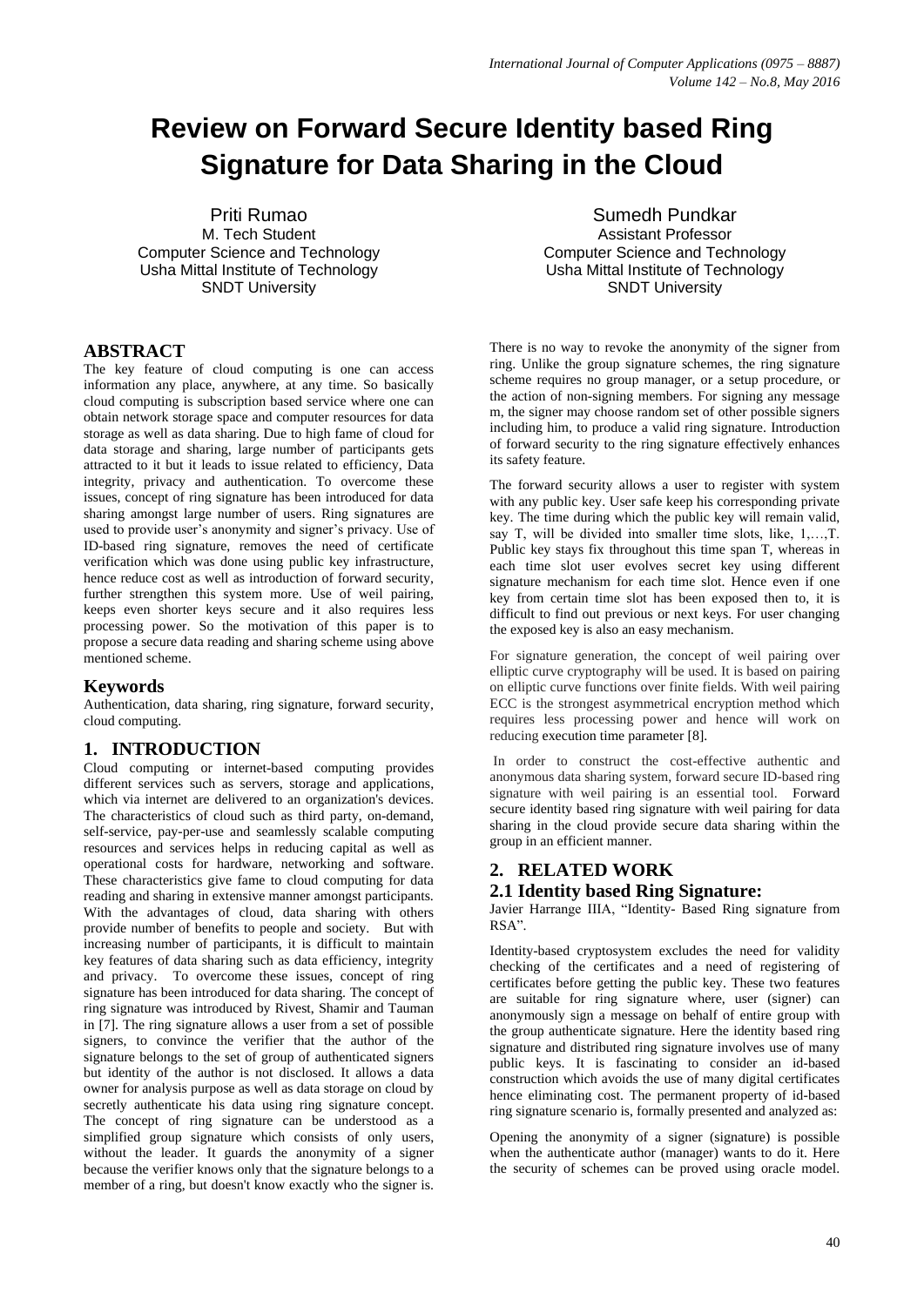# Review on Forward Secure Identity based Ring Signature for Data Sharing in the Cloud

Priti Rumao
M. Tech Student
Computer Science and Technology
Usha Mittal Institute of Technology
SNDT University

Sumedh Pundkar
Assistant Professor
Computer Science and Technology
Usha Mittal Institute of Technology
SNDT University

## ABSTRACT

The key feature of cloud computing is one can access information any place, anywhere, at any time. So basically cloud computing is subscription based service where one can obtain network storage space and computer resources for data storage as well as data sharing. Due to high fame of cloud for data storage and sharing, large number of participants gets attracted to it but it leads to issue related to efficiency, Data integrity, privacy and authentication. To overcome these issues, concept of ring signature has been introduced for data sharing amongst large number of users. Ring signatures are used to provide user's anonymity and signer's privacy. Use of ID-based ring signature, removes the need of certificate verification which was done using public key infrastructure, hence reduce cost as well as introduction of forward security, further strengthen this system more. Use of weil pairing, keeps even shorter keys secure and it also requires less processing power. So the motivation of this paper is to propose a secure data reading and sharing scheme using above mentioned scheme.

## Keywords

Authentication, data sharing, ring signature, forward security, cloud computing.

## 1. INTRODUCTION

Cloud computing or internet-based computing provides different services such as servers, storage and applications, which via internet are delivered to an organization's devices. The characteristics of cloud such as third party, on-demand, self-service, pay-per-use and seamlessly scalable computing resources and services helps in reducing capital as well as operational costs for hardware, networking and software. These characteristics give fame to cloud computing for data reading and sharing in extensive manner amongst participants. With the advantages of cloud, data sharing with others provide number of benefits to people and society. But with increasing number of participants, it is difficult to maintain key features of data sharing such as data efficiency, integrity and privacy. To overcome these issues, concept of ring signature has been introduced for data sharing. The concept of ring signature was introduced by Rivest, Shamir and Tauman in [7]. The ring signature allows a user from a set of possible signers, to convince the verifier that the author of the signature belongs to the set of group of authenticated signers but identity of the author is not disclosed. It allows a data owner for analysis purpose as well as data storage on cloud by secretly authenticate his data using ring signature concept. The concept of ring signature can be understood as a simplified group signature which consists of only users, without the leader. It guards the anonymity of a signer because the verifier knows only that the signature belongs to a member of a ring, but doesn't know exactly who the signer is. There is no way to revoke the anonymity of the signer from ring. Unlike the group signature schemes, the ring signature scheme requires no group manager, or a setup procedure, or the action of non-signing members. For signing any message m, the signer may choose random set of other possible signers including him, to produce a valid ring signature. Introduction of forward security to the ring signature effectively enhances its safety feature.

The forward security allows a user to register with system with any public key. User safe keep his corresponding private key. The time during which the public key will remain valid, say T, will be divided into smaller time slots, like, 1,…,T. Public key stays fix throughout this time span T, whereas in each time slot user evolves secret key using different signature mechanism for each time slot. Hence even if one key from certain time slot has been exposed then to, it is difficult to find out previous or next keys. For user changing the exposed key is also an easy mechanism.

For signature generation, the concept of weil pairing over elliptic curve cryptography will be used. It is based on pairing on elliptic curve functions over finite fields. With weil pairing ECC is the strongest asymmetrical encryption method which requires less processing power and hence will work on reducing execution time parameter [8].

In order to construct the cost-effective authentic and anonymous data sharing system, forward secure ID-based ring signature with weil pairing is an essential tool. Forward secure identity based ring signature with weil pairing for data sharing in the cloud provide secure data sharing within the group in an efficient manner.

## 2. RELATED WORK

### 2.1 Identity based Ring Signature:

Javier Harrange IIIA, "Identity- Based Ring signature from RSA".

Identity-based cryptosystem excludes the need for validity checking of the certificates and a need of registering of certificates before getting the public key. These two features are suitable for ring signature where, user (signer) can anonymously sign a message on behalf of entire group with the group authenticate signature. Here the identity based ring signature and distributed ring signature involves use of many public keys. It is fascinating to consider an id-based construction which avoids the use of many digital certificates hence eliminating cost. The permanent property of id-based ring signature scenario is, formally presented and analyzed as:

Opening the anonymity of a signer (signature) is possible when the authenticate author (manager) wants to do it. Here the security of schemes can be proved using oracle model.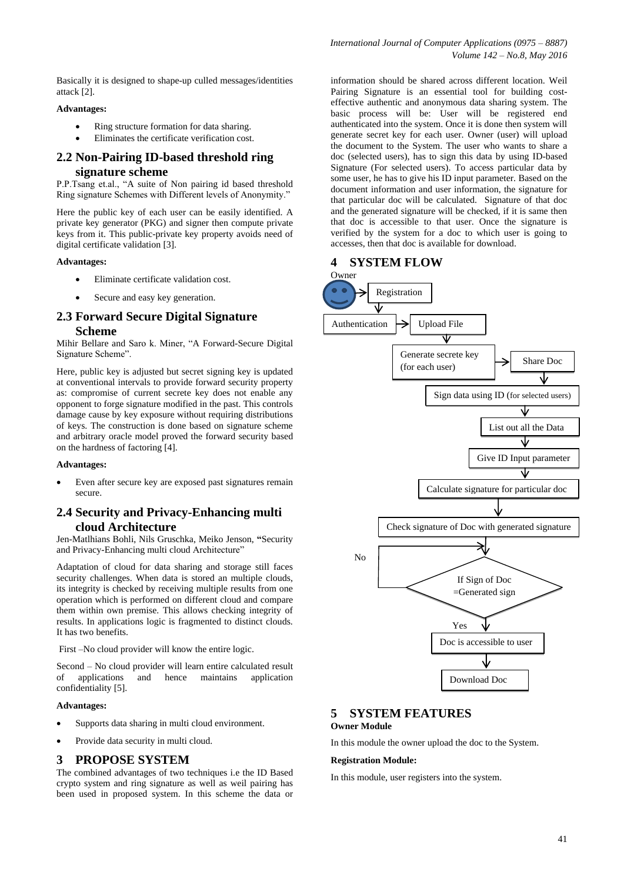Basically it is designed to shape-up culled messages/identities attack [2].

**Advantages:**

- Ring structure formation for data sharing.
- Eliminates the certificate verification cost.

## 2.2 Non-Pairing ID-based threshold ring signature scheme

P.P.Tsang et.al., "A suite of Non pairing id based threshold Ring signature Schemes with Different levels of Anonymity."

Here the public key of each user can be easily identified. A private key generator (PKG) and signer then compute private keys from it. This public-private key property avoids need of digital certificate validation [3].

**Advantages:**

- Eliminate certificate validation cost.
- Secure and easy key generation.

## 2.3 Forward Secure Digital Signature Scheme

Mihir Bellare and Saro k. Miner, "A Forward-Secure Digital Signature Scheme".

Here, public key is adjusted but secret signing key is updated at conventional intervals to provide forward security property as: compromise of current secrete key does not enable any opponent to forge signature modified in the past. This controls damage cause by key exposure without requiring distributions of keys. The construction is done based on signature scheme and arbitrary oracle model proved the forward security based on the hardness of factoring [4].

**Advantages:**

- Even after secure key are exposed past signatures remain secure.

## 2.4 Security and Privacy-Enhancing multi cloud Architecture

Jen-Matlhians Bohli, Nils Gruschka, Meiko Jenson, **"**Security and Privacy-Enhancing multi cloud Architecture"

Adaptation of cloud for data sharing and storage still faces security challenges. When data is stored an multiple clouds, its integrity is checked by receiving multiple results from one operation which is performed on different cloud and compare them within own premise. This allows checking integrity of results. In applications logic is fragmented to distinct clouds. It has two benefits.

First –No cloud provider will know the entire logic.

Second – No cloud provider will learn entire calculated result of applications and hence maintains application confidentiality [5].

**Advantages:**

- Supports data sharing in multi cloud environment.
- Provide data security in multi cloud.

# 3 PROPOSE SYSTEM

The combined advantages of two techniques i.e the ID Based crypto system and ring signature as well as weil pairing has been used in proposed system. In this scheme the data or information should be shared across different location. Weil Pairing Signature is an essential tool for building cost-effective authentic and anonymous data sharing system. The basic process will be: User will be registered end authenticated into the system. Once it is done then system will generate secret key for each user. Owner (user) will upload the document to the System. The user who wants to share a doc (selected users), has to sign this data by using ID-based Signature (For selected users). To access particular data by some user, he has to give his ID input parameter. Based on the document information and user information, the signature for that particular doc will be calculated. Signature of that doc and the generated signature will be checked, if it is same then that doc is accessible to that user. Once the signature is verified by the system for a doc to which user is going to accesses, then that doc is available for download.

# 4 SYSTEM FLOW

Owner

Registration

Authentication → Upload File

Generate secrete key (for each user) → Share Doc

Sign data using ID (for selected users)

List out all the Data

Give ID Input parameter

Calculate signature for particular doc

Check signature of Doc with generated signature

If Sign of Doc =Generated sign

No

Yes

Doc is accessible to user

Download Doc

# 5 SYSTEM FEATURES

**Owner Module**

In this module the owner upload the doc to the System.

**Registration Module:**

In this module, user registers into the system.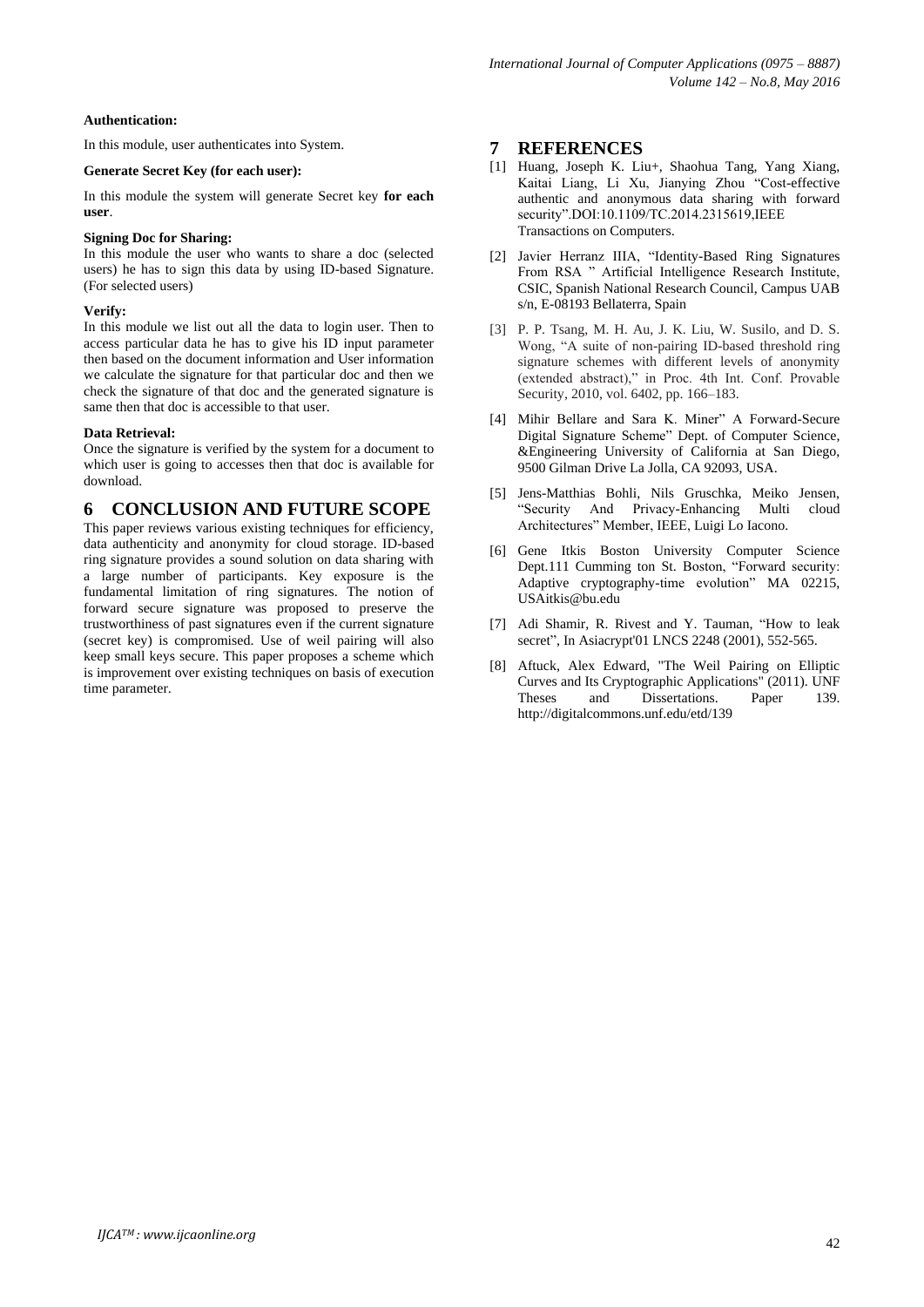**Authentication:**

In this module, user authenticates into System.

**Generate Secret Key (for each user):**

In this module the system will generate Secret key **for each user**.

**Signing Doc for Sharing:**

In this module the user who wants to share a doc (selected users) he has to sign this data by using ID-based Signature. (For selected users)

**Verify:**

In this module we list out all the data to login user. Then to access particular data he has to give his ID input parameter then based on the document information and User information we calculate the signature for that particular doc and then we check the signature of that doc and the generated signature is same then that doc is accessible to that user.

**Data Retrieval:**

Once the signature is verified by the system for a document to which user is going to accesses then that doc is available for download.

# 6 CONCLUSION AND FUTURE SCOPE

This paper reviews various existing techniques for efficiency, data authenticity and anonymity for cloud storage. ID-based ring signature provides a sound solution on data sharing with a large number of participants. Key exposure is the fundamental limitation of ring signatures. The notion of forward secure signature was proposed to preserve the trustworthiness of past signatures even if the current signature (secret key) is compromised. Use of weil pairing will also keep small keys secure. This paper proposes a scheme which is improvement over existing techniques on basis of execution time parameter.

# 7 REFERENCES

[1] Huang, Joseph K. Liu+, Shaohua Tang, Yang Xiang, Kaitai Liang, Li Xu, Jianying Zhou "Cost-effective authentic and anonymous data sharing with forward security".DOI:10.1109/TC.2014.2315619,IEEE Transactions on Computers.

[2] Javier Herranz IIIA, "Identity-Based Ring Signatures From RSA " Artificial Intelligence Research Institute, CSIC, Spanish National Research Council, Campus UAB s/n, E-08193 Bellaterra, Spain

[3] P. P. Tsang, M. H. Au, J. K. Liu, W. Susilo, and D. S. Wong, "A suite of non-pairing ID-based threshold ring signature schemes with different levels of anonymity (extended abstract)," in Proc. 4th Int. Conf. Provable Security, 2010, vol. 6402, pp. 166–183.

[4] Mihir Bellare and Sara K. Miner" A Forward-Secure Digital Signature Scheme" Dept. of Computer Science, &Engineering University of California at San Diego, 9500 Gilman Drive La Jolla, CA 92093, USA.

[5] Jens-Matthias Bohli, Nils Gruschka, Meiko Jensen, "Security And Privacy-Enhancing Multi cloud Architectures" Member, IEEE, Luigi Lo Iacono.

[6] Gene Itkis Boston University Computer Science Dept.111 Cumming ton St. Boston, "Forward security: Adaptive cryptography-time evolution" MA 02215, USAitkis@bu.edu

[7] Adi Shamir, R. Rivest and Y. Tauman, "How to leak secret", In Asiacrypt'01 LNCS 2248 (2001), 552-565.

[8] Aftuck, Alex Edward, "The Weil Pairing on Elliptic Curves and Its Cryptographic Applications" (2011). UNF Theses and Dissertations. Paper 139. http://digitalcommons.unf.edu/etd/139